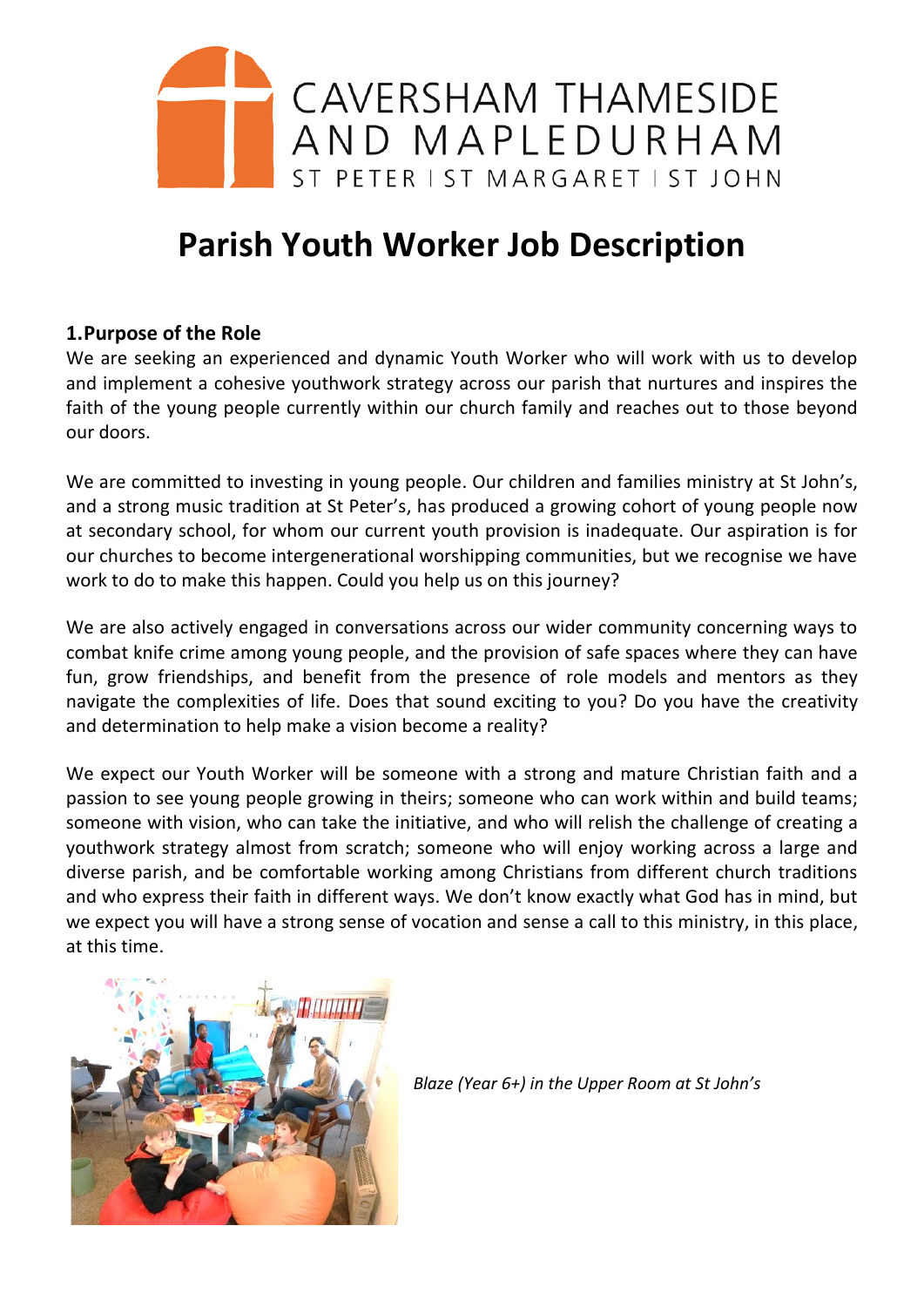CAVERSHAM THAMESIDE AND MAPLEDURHAM

ST PETER | ST MARGARET | ST JOHN

# Parish Youth Worker Job Description

## 1. Purpose of the Role

We are seeking an experienced and dynamic Youth Worker who will work with us to develop and implement a cohesive youthwork strategy across our parish that nurtures and inspires the faith of the young people currently within our church family and reaches out to those beyond our doors.

We are committed to investing in young people. Our children and families ministry at St John's, and a strong music tradition at St Peter's, has produced a growing cohort of young people now at secondary school, for whom our current youth provision is inadequate. Our aspiration is for our churches to become intergenerational worshipping communities, but we recognise we have work to do to make this happen. Could you help us on this journey?

We are also actively engaged in conversations across our wider community concerning ways to combat knife crime among young people, and the provision of safe spaces where they can have fun, grow friendships, and benefit from the presence of role models and mentors as they navigate the complexities of life. Does that sound exciting to you? Do you have the creativity and determination to help make a vision become a reality?

We expect our Youth Worker will be someone with a strong and mature Christian faith and a passion to see young people growing in theirs; someone who can work within and build teams; someone with vision, who can take the initiative, and who will relish the challenge of creating a youthwork strategy almost from scratch; someone who will enjoy working across a large and diverse parish, and be comfortable working among Christians from different church traditions and who express their faith in different ways. We don't know exactly what God has in mind, but we expect you will have a strong sense of vocation and sense a call to this ministry, in this place, at this time.

*Blaze (Year 6+) in the Upper Room at St John's*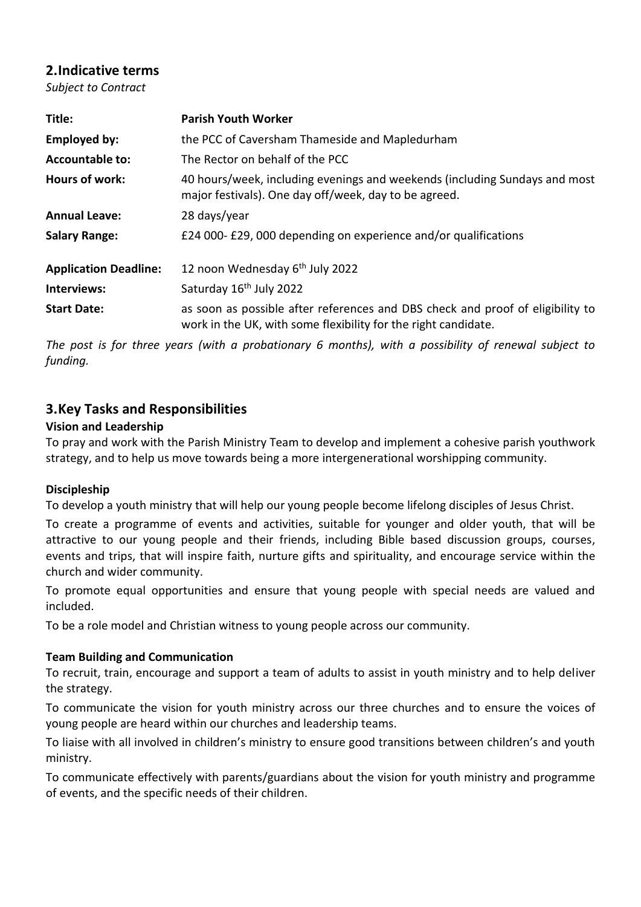## 2. Indicative terms

*Subject to Contract*

| | |
|---|---|
| **Title:** | **Parish Youth Worker** |
| **Employed by:** | the PCC of Caversham Thameside and Mapledurham |
| **Accountable to:** | The Rector on behalf of the PCC |
| **Hours of work:** | 40 hours/week, including evenings and weekends (including Sundays and most major festivals). One day off/week, day to be agreed. |
| **Annual Leave:** | 28 days/year |
| **Salary Range:** | £24 000- £29, 000 depending on experience and/or qualifications |
| **Application Deadline:** | 12 noon Wednesday 6th July 2022 |
| **Interviews:** | Saturday 16th July 2022 |
| **Start Date:** | as soon as possible after references and DBS check and proof of eligibility to work in the UK, with some flexibility for the right candidate. |

*The post is for three years (with a probationary 6 months), with a possibility of renewal subject to funding.*

## 3. Key Tasks and Responsibilities

### Vision and Leadership

To pray and work with the Parish Ministry Team to develop and implement a cohesive parish youthwork strategy, and to help us move towards being a more intergenerational worshipping community.

### Discipleship

To develop a youth ministry that will help our young people become lifelong disciples of Jesus Christ.

To create a programme of events and activities, suitable for younger and older youth, that will be attractive to our young people and their friends, including Bible based discussion groups, courses, events and trips, that will inspire faith, nurture gifts and spirituality, and encourage service within the church and wider community.

To promote equal opportunities and ensure that young people with special needs are valued and included.

To be a role model and Christian witness to young people across our community.

### Team Building and Communication

To recruit, train, encourage and support a team of adults to assist in youth ministry and to help deliver the strategy.

To communicate the vision for youth ministry across our three churches and to ensure the voices of young people are heard within our churches and leadership teams.

To liaise with all involved in children's ministry to ensure good transitions between children's and youth ministry.

To communicate effectively with parents/guardians about the vision for youth ministry and programme of events, and the specific needs of their children.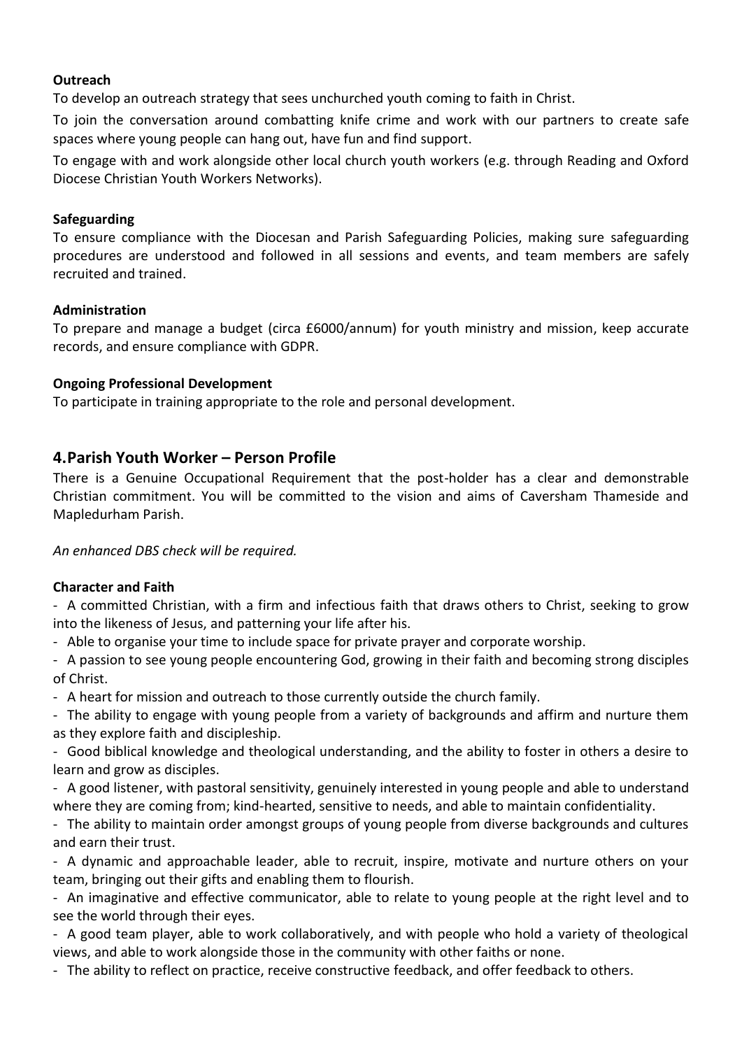**Outreach**

To develop an outreach strategy that sees unchurched youth coming to faith in Christ.

To join the conversation around combatting knife crime and work with our partners to create safe spaces where young people can hang out, have fun and find support.

To engage with and work alongside other local church youth workers (e.g. through Reading and Oxford Diocese Christian Youth Workers Networks).

**Safeguarding**

To ensure compliance with the Diocesan and Parish Safeguarding Policies, making sure safeguarding procedures are understood and followed in all sessions and events, and team members are safely recruited and trained.

**Administration**

To prepare and manage a budget (circa £6000/annum) for youth ministry and mission, keep accurate records, and ensure compliance with GDPR.

**Ongoing Professional Development**

To participate in training appropriate to the role and personal development.

## 4. Parish Youth Worker – Person Profile

There is a Genuine Occupational Requirement that the post-holder has a clear and demonstrable Christian commitment. You will be committed to the vision and aims of Caversham Thameside and Mapledurham Parish.

*An enhanced DBS check will be required.*

**Character and Faith**

- A committed Christian, with a firm and infectious faith that draws others to Christ, seeking to grow into the likeness of Jesus, and patterning your life after his.
- Able to organise your time to include space for private prayer and corporate worship.
- A passion to see young people encountering God, growing in their faith and becoming strong disciples of Christ.
- A heart for mission and outreach to those currently outside the church family.
- The ability to engage with young people from a variety of backgrounds and affirm and nurture them as they explore faith and discipleship.
- Good biblical knowledge and theological understanding, and the ability to foster in others a desire to learn and grow as disciples.
- A good listener, with pastoral sensitivity, genuinely interested in young people and able to understand where they are coming from; kind-hearted, sensitive to needs, and able to maintain confidentiality.
- The ability to maintain order amongst groups of young people from diverse backgrounds and cultures and earn their trust.
- A dynamic and approachable leader, able to recruit, inspire, motivate and nurture others on your team, bringing out their gifts and enabling them to flourish.
- An imaginative and effective communicator, able to relate to young people at the right level and to see the world through their eyes.
- A good team player, able to work collaboratively, and with people who hold a variety of theological views, and able to work alongside those in the community with other faiths or none.
- The ability to reflect on practice, receive constructive feedback, and offer feedback to others.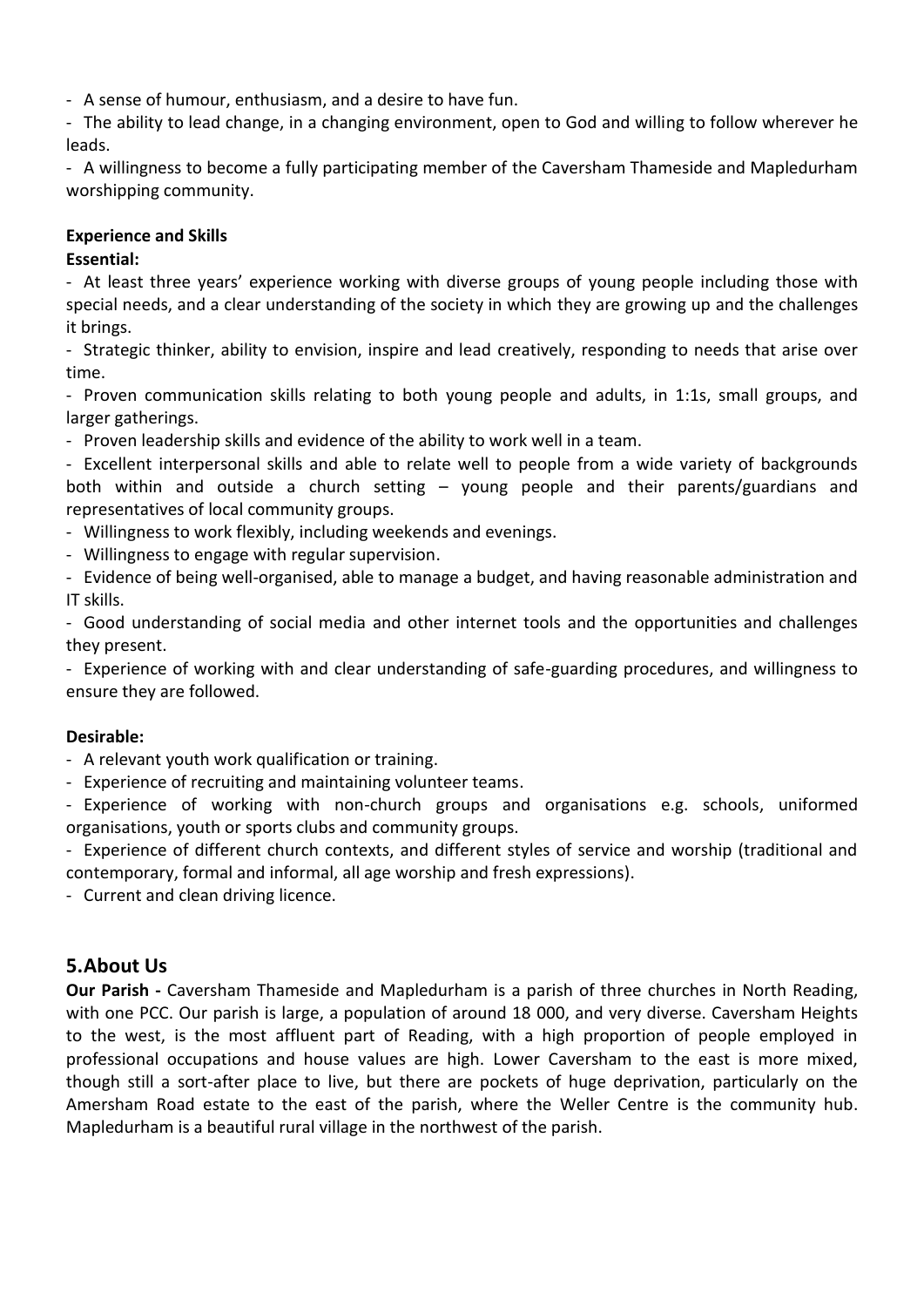- A sense of humour, enthusiasm, and a desire to have fun.
- The ability to lead change, in a changing environment, open to God and willing to follow wherever he leads.
- A willingness to become a fully participating member of the Caversham Thameside and Mapledurham worshipping community.

**Experience and Skills**

**Essential:**

- At least three years' experience working with diverse groups of young people including those with special needs, and a clear understanding of the society in which they are growing up and the challenges it brings.
- Strategic thinker, ability to envision, inspire and lead creatively, responding to needs that arise over time.
- Proven communication skills relating to both young people and adults, in 1:1s, small groups, and larger gatherings.
- Proven leadership skills and evidence of the ability to work well in a team.
- Excellent interpersonal skills and able to relate well to people from a wide variety of backgrounds both within and outside a church setting – young people and their parents/guardians and representatives of local community groups.
- Willingness to work flexibly, including weekends and evenings.
- Willingness to engage with regular supervision.
- Evidence of being well-organised, able to manage a budget, and having reasonable administration and IT skills.
- Good understanding of social media and other internet tools and the opportunities and challenges they present.
- Experience of working with and clear understanding of safe-guarding procedures, and willingness to ensure they are followed.

**Desirable:**

- A relevant youth work qualification or training.
- Experience of recruiting and maintaining volunteer teams.
- Experience of working with non-church groups and organisations e.g. schools, uniformed organisations, youth or sports clubs and community groups.
- Experience of different church contexts, and different styles of service and worship (traditional and contemporary, formal and informal, all age worship and fresh expressions).
- Current and clean driving licence.

## 5.About Us

**Our Parish -** Caversham Thameside and Mapledurham is a parish of three churches in North Reading, with one PCC. Our parish is large, a population of around 18 000, and very diverse. Caversham Heights to the west, is the most affluent part of Reading, with a high proportion of people employed in professional occupations and house values are high. Lower Caversham to the east is more mixed, though still a sort-after place to live, but there are pockets of huge deprivation, particularly on the Amersham Road estate to the east of the parish, where the Weller Centre is the community hub. Mapledurham is a beautiful rural village in the northwest of the parish.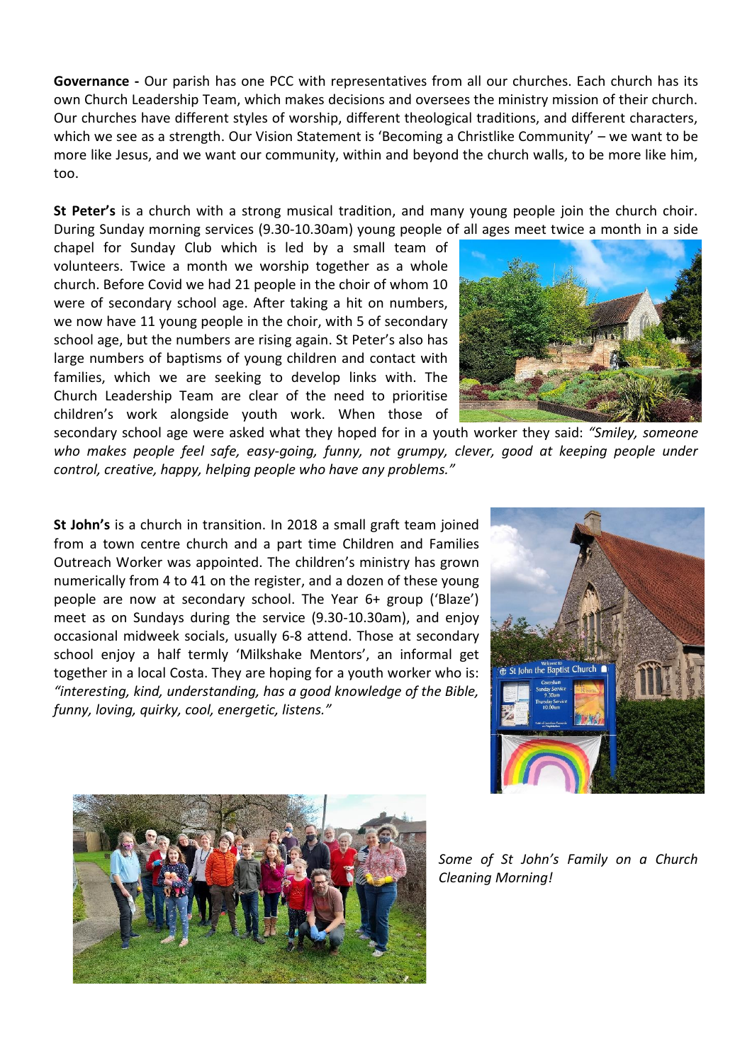**Governance -** Our parish has one PCC with representatives from all our churches. Each church has its own Church Leadership Team, which makes decisions and oversees the ministry mission of their church. Our churches have different styles of worship, different theological traditions, and different characters, which we see as a strength. Our Vision Statement is 'Becoming a Christlike Community' – we want to be more like Jesus, and we want our community, within and beyond the church walls, to be more like him, too.

**St Peter's** is a church with a strong musical tradition, and many young people join the church choir. During Sunday morning services (9.30-10.30am) young people of all ages meet twice a month in a side chapel for Sunday Club which is led by a small team of volunteers. Twice a month we worship together as a whole church. Before Covid we had 21 people in the choir of whom 10 were of secondary school age. After taking a hit on numbers, we now have 11 young people in the choir, with 5 of secondary school age, but the numbers are rising again. St Peter's also has large numbers of baptisms of young children and contact with families, which we are seeking to develop links with. The Church Leadership Team are clear of the need to prioritise children's work alongside youth work. When those of secondary school age were asked what they hoped for in a youth worker they said: *"Smiley, someone who makes people feel safe, easy-going, funny, not grumpy, clever, good at keeping people under control, creative, happy, helping people who have any problems."*

**St John's** is a church in transition. In 2018 a small graft team joined from a town centre church and a part time Children and Families Outreach Worker was appointed. The children's ministry has grown numerically from 4 to 41 on the register, and a dozen of these young people are now at secondary school. The Year 6+ group ('Blaze') meet as on Sundays during the service (9.30-10.30am), and enjoy occasional midweek socials, usually 6-8 attend. Those at secondary school enjoy a half termly 'Milkshake Mentors', an informal get together in a local Costa. They are hoping for a youth worker who is: *"interesting, kind, understanding, has a good knowledge of the Bible, funny, loving, quirky, cool, energetic, listens."*

*Some of St John's Family on a Church Cleaning Morning!*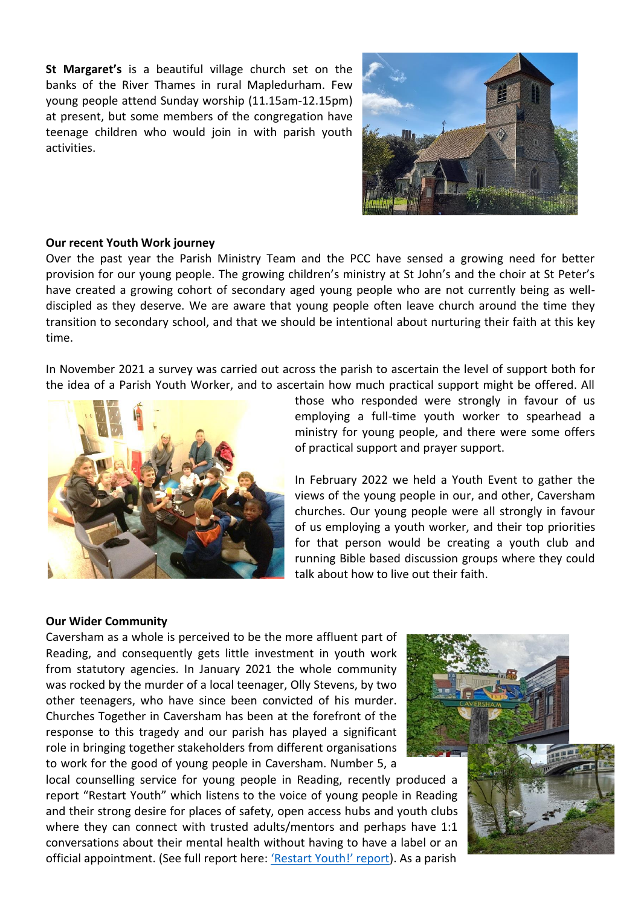**St Margaret's** is a beautiful village church set on the banks of the River Thames in rural Mapledurham. Few young people attend Sunday worship (11.15am-12.15pm) at present, but some members of the congregation have teenage children who would join in with parish youth activities.

**Our recent Youth Work journey**

Over the past year the Parish Ministry Team and the PCC have sensed a growing need for better provision for our young people. The growing children's ministry at St John's and the choir at St Peter's have created a growing cohort of secondary aged young people who are not currently being as well-discipled as they deserve. We are aware that young people often leave church around the time they transition to secondary school, and that we should be intentional about nurturing their faith at this key time.

In November 2021 a survey was carried out across the parish to ascertain the level of support both for the idea of a Parish Youth Worker, and to ascertain how much practical support might be offered. All those who responded were strongly in favour of us employing a full-time youth worker to spearhead a ministry for young people, and there were some offers of practical support and prayer support.

In February 2022 we held a Youth Event to gather the views of the young people in our, and other, Caversham churches. Our young people were all strongly in favour of us employing a youth worker, and their top priorities for that person would be creating a youth club and running Bible based discussion groups where they could talk about how to live out their faith.

**Our Wider Community**

Caversham as a whole is perceived to be the more affluent part of Reading, and consequently gets little investment in youth work from statutory agencies. In January 2021 the whole community was rocked by the murder of a local teenager, Olly Stevens, by two other teenagers, who have since been convicted of his murder. Churches Together in Caversham has been at the forefront of the response to this tragedy and our parish has played a significant role in bringing together stakeholders from different organisations to work for the good of young people in Caversham. Number 5, a local counselling service for young people in Reading, recently produced a report "Restart Youth" which listens to the voice of young people in Reading and their strong desire for places of safety, open access hubs and youth clubs where they can connect with trusted adults/mentors and perhaps have 1:1 conversations about their mental health without having to have a label or an official appointment. (See full report here: ['Restart Youth!' report]). As a parish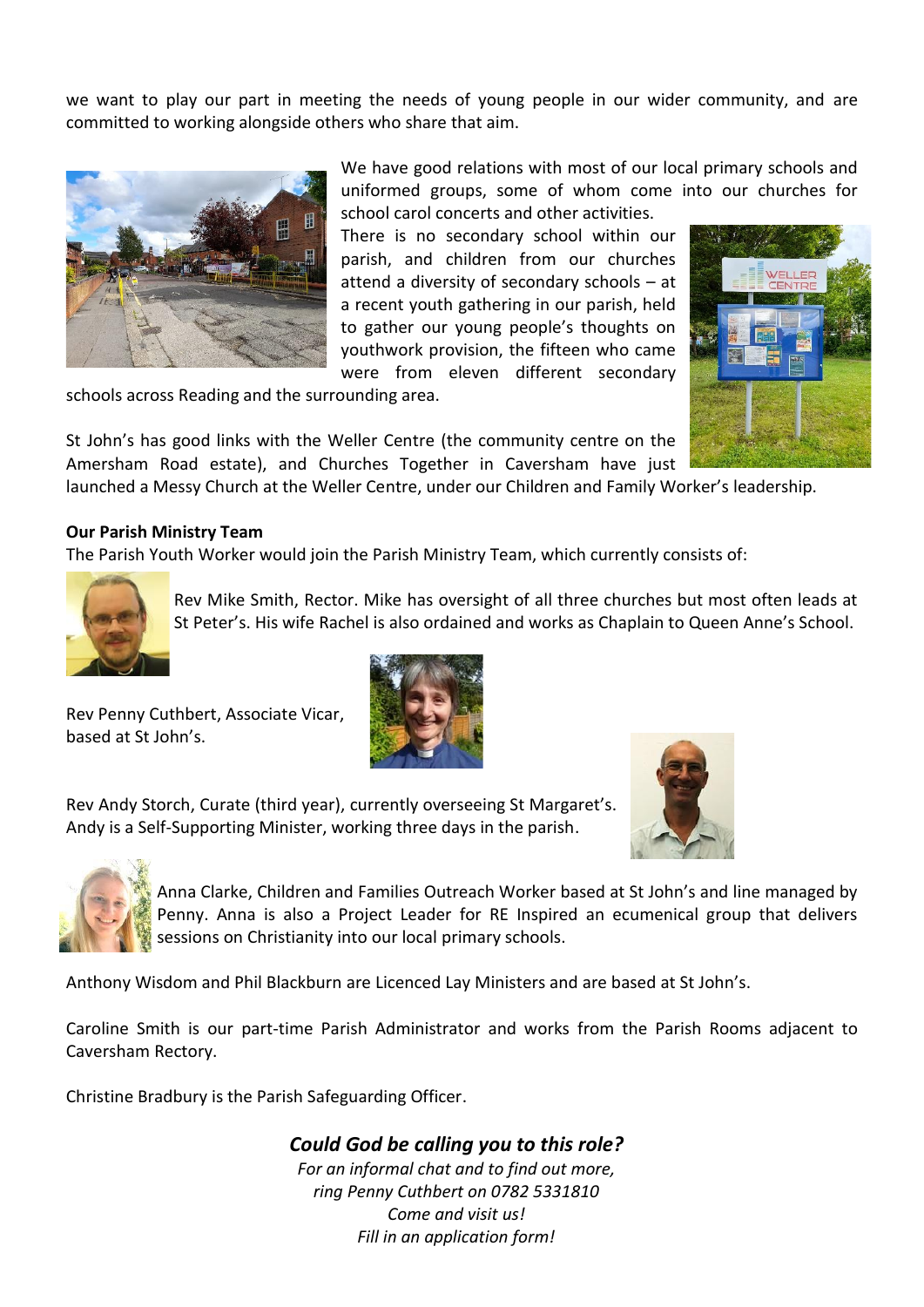we want to play our part in meeting the needs of young people in our wider community, and are committed to working alongside others who share that aim.

We have good relations with most of our local primary schools and uniformed groups, some of whom come into our churches for school carol concerts and other activities.

There is no secondary school within our parish, and children from our churches attend a diversity of secondary schools – at a recent youth gathering in our parish, held to gather our young people's thoughts on youthwork provision, the fifteen who came were from eleven different secondary schools across Reading and the surrounding area.

St John's has good links with the Weller Centre (the community centre on the Amersham Road estate), and Churches Together in Caversham have just launched a Messy Church at the Weller Centre, under our Children and Family Worker's leadership.

**Our Parish Ministry Team**

The Parish Youth Worker would join the Parish Ministry Team, which currently consists of:

Rev Mike Smith, Rector. Mike has oversight of all three churches but most often leads at St Peter's. His wife Rachel is also ordained and works as Chaplain to Queen Anne's School.

Rev Penny Cuthbert, Associate Vicar, based at St John's.

Rev Andy Storch, Curate (third year), currently overseeing St Margaret's. Andy is a Self-Supporting Minister, working three days in the parish.

Anna Clarke, Children and Families Outreach Worker based at St John's and line managed by Penny. Anna is also a Project Leader for RE Inspired an ecumenical group that delivers sessions on Christianity into our local primary schools.

Anthony Wisdom and Phil Blackburn are Licenced Lay Ministers and are based at St John's.

Caroline Smith is our part-time Parish Administrator and works from the Parish Rooms adjacent to Caversham Rectory.

Christine Bradbury is the Parish Safeguarding Officer.

***Could God be calling you to this role?***

*For an informal chat and to find out more,*
*ring Penny Cuthbert on 0782 5331810*
*Come and visit us!*
*Fill in an application form!*